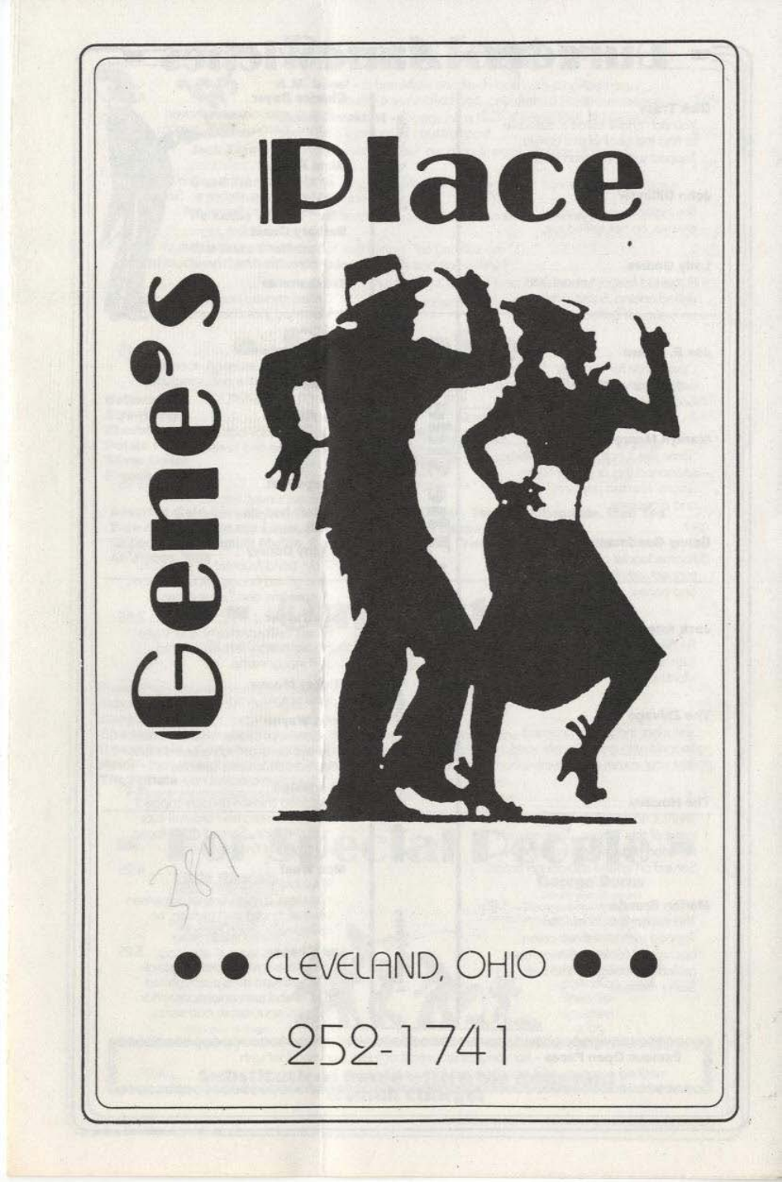# Gene's Place

CLEVELAND, OHIO

252-1741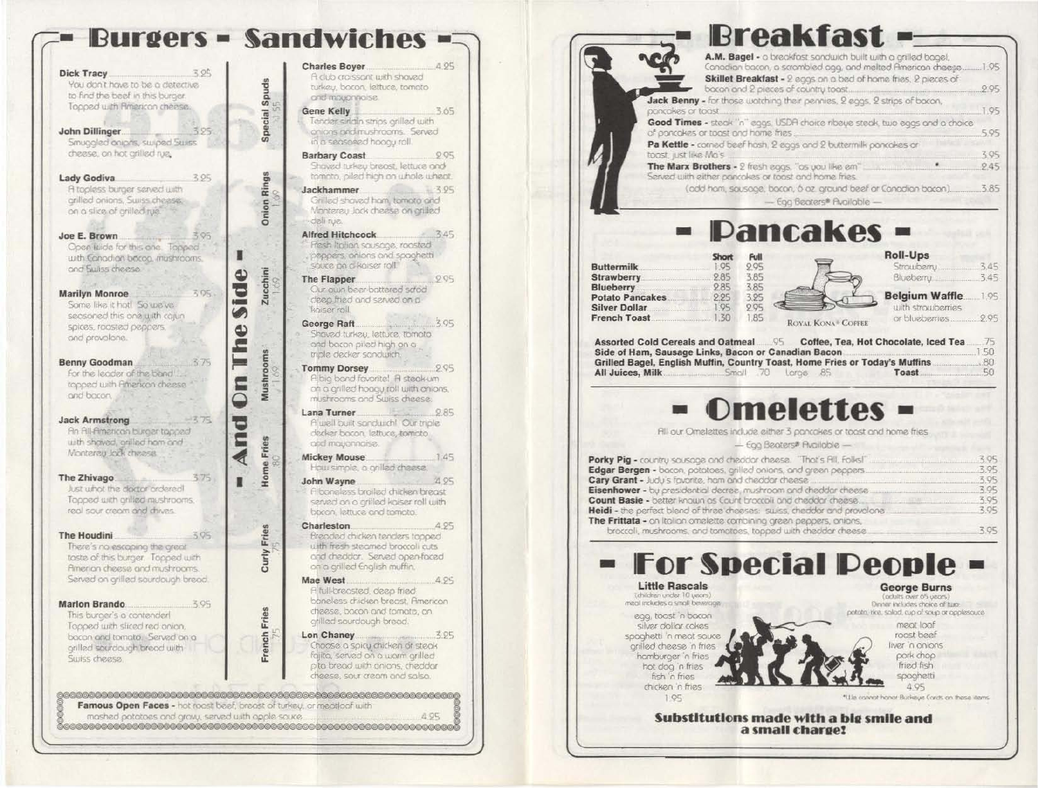# Burgers - Sandwiches

**Dick Tracy** 3.25
You don't have to be a detective to find the beef in this burger. Topped with American cheese.

**John Dillinger** 3.25
Smuggled onions, swiped Swiss cheese, on hot grilled rye.

**Lady Godiva** 3.25
A topless burger served with grilled onions, Swiss cheese, on a slice of grilled rye.

**Joe E. Brown** 3.95
Open wide for this one. Topped with Canadian bacon, mushrooms and Swiss cheese.

**Marilyn Monroe** 3.95
Some like it hot! So we've seasoned this one with cajun spices, roasted peppers and provolone.

**Benny Goodman** 3.75
For the leader of the band ... topped with American cheese and bacon.

**Jack Armstrong** 3.75
An All-American burger topped with shaved, grilled ham and Monterey Jack cheese.

**The Zhivago** 3.75
Just what the doctor ordered! Topped with grilled mushrooms, real sour cream and chives.

**The Houdini** 3.95
There's no escaping the great taste of this burger. Topped with American cheese and mushrooms. Served on grilled sourdough bread.

**Marlon Brando** 3.95
This burger's a contender! Topped with sliced red onion, bacon and tomato. Served on a grilled sourdough bread with Swiss cheese.

**Charles Boyer** 4.25
A club croissant with shaved turkey, bacon, lettuce, tomato and mayonnaise.

**Gene Kelly** 3.65
Tender sirloin strips grilled with onions and mushrooms. Served in a seasoned hoagy roll.

**Barbary Coast** 2.95
Shaved turkey breast, lettuce and tomato, piled high on whole wheat.

**Jackhammer** 3.95
Grilled shaved ham, tomato and Monterey Jack cheese on grilled deli rye.

**Alfred Hitchcock** 3.45
Fresh Italian sausage, roasted peppers, onions and spaghetti sauce on a kaiser roll.

**The Flapper** 2.95
Our own beer-battered scrod deep fried and served on a kaiser roll.

**George Raft** 3.95
Shaved turkey, lettuce, tomato and bacon piled high on a triple decker sandwich.

**Tommy Dorsey** 2.95
A big band favorite! A steak-um on a grilled hoagy roll with onions, mushrooms and Swiss cheese.

**Lana Turner** 2.85
A well built sandwich! Our triple decker bacon, lettuce, tomato and mayonnaise.

**Mickey Mouse** 1.45
How simple, a grilled cheese.

**John Wayne** 4.25
A boneless broiled chicken breast served on a grilled kaiser roll with bacon, lettuce and tomato.

**Charleston** 4.25
Breaded chicken tenders topped with fresh steamed broccoli cuts and cheddar. Served open-faced on a grilled English muffin.

**Mae West** 4.25
A full-breasted, deep fried boneless chicken breast, American cheese, bacon and tomato, on grilled sourdough bread.

**Lon Chaney** 3.25
Choose a spicy chicken or steak fajita, served on a warm grilled pita bread with onions, cheddar cheese, sour cream and salsa.

**Famous Open Faces** - hot roast beef, breast of turkey, or meatloaf with mashed potatoes and gravy, served with apple sauce 4.25

## - And On The Side -

| Item | Price |
|---|---|
| Special Spuds | 1.55 |
| Onion Rings | 1.69 |
| Zucchini | 1.69 |
| Mushrooms | 1.69 |
| Home Fries | .80 |
| Curly Fries | .75 |
| French Fries | .75 |

# Breakfast

**A.M. Bagel** - a breakfast sandwich built with a grilled bagel, Canadian bacon, a scrambled egg, and melted American cheese 1.95

**Skillet Breakfast** - 2 eggs on a bed of home fries, 2 pieces of bacon and 2 pieces of country toast 2.95

**Jack Benny** - for those watching their pennies, 2 eggs, 2 strips of bacon, pancakes or toast 1.95

**Good Times** - steak "n" eggs, USDA choice ribeye steak, two eggs and a choice of pancakes or toast and home fries 5.95

**Pa Kettle** - corned beef hash, 2 eggs and 2 buttermilk pancakes or toast, just like Ma's 3.95

**The Marx Brothers** - 2 fresh eggs, "as you like em" 2.45
Served with either pancakes or toast and home fries.
(add ham, sausage, bacon, 6 oz. ground beef or Canadian bacon) 3.85

— Egg Beaters® Available —

# Pancakes

| | Short | Full |
|---|---|---|
| Buttermilk | 1.95 | 2.95 |
| Strawberry | 2.85 | 3.85 |
| Blueberry | 2.85 | 3.85 |
| Potato Pancakes | 2.25 | 3.25 |
| Silver Dollar | 1.95 | 2.95 |
| French Toast | 1.30 | 1.85 |

ROYAL KONA® COFFEE

**Roll-Ups**
Strawberry 3.45
Blueberry 3.45

**Belgium Waffle** 1.95
with strawberries or blueberries 2.95

**Assorted Cold Cereals and Oatmeal** .95
**Coffee, Tea, Hot Chocolate, Iced Tea** .75
**Side of Ham, Sausage Links, Bacon or Canadian Bacon** 1.50
**Grilled Bagel, English Muffin, Country Toast, Home Fries or Today's Muffins** .80
**All Juices, Milk** Small .70 Large .85
**Toast** .50

# Omelettes

All our Omelettes include either 3 pancakes or toast and home fries.

— Egg Beaters® Available —

**Porky Pig** - country sausage and cheddar cheese. "That's All, Folks!" 3.95
**Edgar Bergen** - bacon, potatoes, grilled onions, and green peppers 3.95
**Cary Grant** - Judy's favorite, ham and cheddar cheese 3.95
**Eisenhower** - by presidential decree, mushroom and cheddar cheese 3.95
**Count Basie** - better known as Count broccoli and cheddar cheese 3.95
**Heidi** - the perfect blend of three cheeses: swiss, cheddar and provolone 3.95
**The Frittata** - an Italian omelette combining green peppers, onions, broccoli, mushrooms, and tomatoes, topped with cheddar cheese 3.95

# For Special People

**Little Rascals**
(children under 10 years)
meal includes a small beverage
egg, toast 'n bacon
silver dollar cakes
spaghetti 'n meat sauce
grilled cheese 'n fries
hamburger 'n fries
hot dog 'n fries
fish 'n fries
chicken 'n fries
1.95

**George Burns**
(adults over 65 years)
Dinner includes choice of two: potato, rice, salad, cup of soup or applesauce
meat loaf
roast beef
liver 'n onions
pork chop
fried fish
spaghetti
4.95

*We cannot honor Buckeye Cards on these items

**Substitutions made with a big smile and a small charge!**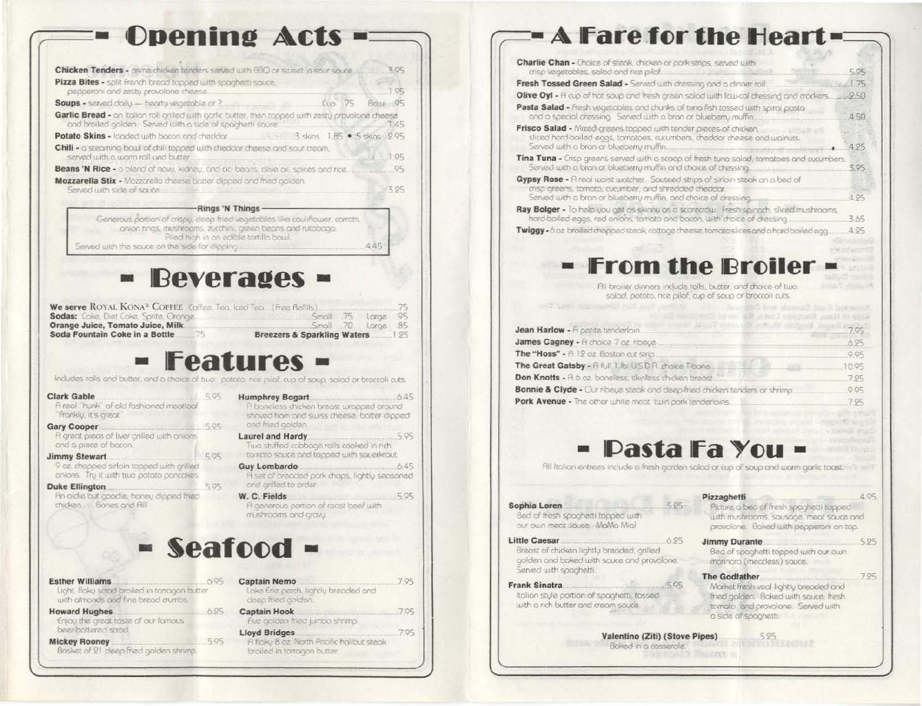# Opening Acts

**Chicken Tenders** - prime chicken tenders served with BBQ or sweet 'n sour sauce ... 3.95

**Pizza Bites** - split french bread topped with spaghetti sauce, pepperoni and zesty provolone cheese ... 1.95

**Soups** - served daily — hearty vegetable or ? ... Cup .75 Bowl .95

**Garlic Bread** - an Italian roll grilled with garlic butter, then topped with zesty provolone cheese and broiled golden. Served with a side of spaghetti sauce ... 1.45

**Potato Skins** - loaded with bacon and cheddar ... 3 skins 1.85 • 5 skins 2.95

**Chili** - a steaming bowl of chili topped with cheddar cheese and sour cream, served with a warm roll and butter ... 1.95

**Beans 'N Rice** - a blend of navy, kidney, and ... beans, olive oil, spices and rice ... .95

**Mozzarella Stix** - Mozzarella cheese batter dipped and fried golden. Served with side of sauce ... 3.25

**Rings 'N Things**
Generous portion of crispy, deep fried vegetables like cauliflower, carrots, onion rings, mushrooms, zucchini, green beans and rutabaga. Piled high in an edible tortilla bowl. Served with the sauce on the side for dipping ... 4.45

# Beverages

**We serve Royal Kona® Coffee** Coffee, Tea, Iced Tea ... (Free Refills) ... .75

**Sodas:** Coke, Diet Coke, Sprite, Orange ... Small .75 Large .95

**Orange Juice, Tomato Juice, Milk** ... Small .70 Large .85

**Soda Fountain Coke in a Bottle** ... .75

**Breezers & Sparkling Waters** ... 1.25

# Features

Includes rolls and butter, and a choice of two: potato, rice pilaf, cup of soup, salad or broccoli cuts.

**Clark Gable** ... 5.95
A real "hunk" of old fashioned meatloaf. "Frankly, it's great"

**Gary Cooper** ... 5.95
A great piece of liver grilled with onions and a piece of bacon.

**Jimmy Stewart** ... 5.95
9 oz. chopped sirloin topped with grilled onions. Try it with two potato pancakes

**Duke Ellington** ... 5.95
An oldie but goodie, honey dipped fried chicken... Bones and All!

**Humphrey Bogart** ... 6.45
A boneless chicken breast wrapped around shaved ham and swiss cheese, batter dipped and fried golden.

**Laurel and Hardy** ... 5.95
Two stuffed cabbage rolls cooked in rich tomato sauce and topped with sauerkraut.

**Guy Lombardo** ... 6.45
A set of breaded pork chops, lightly seasoned and grilled to order.

**W. C. Fields** ... 5.95
A generous portion of roast beef with mushrooms and gravy.

# Seafood

**Esther Williams** ... 6.95
Light, flaky scrod broiled in tarragon butter with almonds and fine bread crumbs.

**Howard Hughes** ... 6.25
Enjoy the great taste of our famous beer-battered scrod.

**Mickey Rooney** ... 5.95
Basket of 21 deep fried golden shrimp.

**Captain Nemo** ... 7.95
Lake Erie perch, lightly breaded and deep fried golden.

**Captain Hook** ... 7.95
Five golden fried jumbo shrimp.

**Lloyd Bridges** ... 7.95
A flaky 8 oz. North Pacific halibut steak broiled in tarragon butter.

# A Fare for the Heart

**Charlie Chan** - Choice of steak, chicken or pork strips, served with crisp vegetables, salad and rice pilaf ... 5.95

**Fresh Tossed Green Salad** - Served with dressing and a dinner roll ... 1.75

**Olive Oyl** - A cup of hot soup and fresh green salad with low-cal dressing and crackers ... 2.50

**Pasta Salad** - Fresh vegetables and chunks of tuna fish tossed with spiral pasta and a special dressing. Served with a bran or blueberry muffin ... 4.50

**Frisco Salad** - Mixed greens topped with tender pieces of chicken, sliced hard-boiled eggs, tomatoes, cucumbers, cheddar cheese and walnuts. Served with a bran or blueberry muffin ... 4.25

**Tina Tuna** - Crisp greens served with a scoop of fresh tuna salad, tomatoes and cucumbers. Served with a bran or blueberry muffin and choice of dressing ... 3.95

**Gypsy Rose** - A real waist watcher. Sauteed strips of sirloin steak on a bed of crisp greens, tomato, cucumber, and shredded cheddar. Served with a bran or blueberry muffin, and choice of dressing ... 4.25

**Ray Bolger** - To help you get as skinny as a scarecrow. Fresh spinach, sliced mushrooms, hard-boiled eggs, red onions, tomato and bacon, with choice of dressing ... 3.65

**Twiggy** - 6 oz. broiled chopped steak, cottage cheese, tomato slices and a hard boiled egg ... 4.25

# From the Broiler

All broiler dinners include rolls, butter, and choice of two: salad, potato, rice pilaf, cup of soup or broccoli cuts.

**Jean Harlow** - A petite tenderloin ... 7.95

**James Cagney** - A choice 7 oz. ribeye ... 6.25

**The "Hoss"** - A 12 oz. Boston cut sirloin ... 9.95

**The Great Gatsby** - A full 1 lb. U.S.D.A. choice T-bone ... 10.95

**Don Knotts** - A 6 oz. boneless, skinless chicken breast ... 7.25

**Bonnie & Clyde** - Our ribeye steak and deep-fried chicken tenders or shrimp ... 9.95

**Pork Avenue** - The other white meat: twin pork tenderloins ... 7.25

# Pasta Fa You

All Italian entrees include a fresh garden salad or cup of soup and warm garlic toast.

**Sophia Loren** ... 5.25
Bed of fresh spaghetti topped with our own meat sauce. MaMa Mia!

**Little Caesar** ... 6.25
Breast of chicken lightly breaded, grilled golden and baked with sauce and provolone. Served with spaghetti.

**Frank Sinatra** ... 5.95
Italian style portion of spaghetti, tossed with a rich butter and cream sauce.

**Pizzaghetti** ... 4.95
Picture a bed of fresh spaghetti topped with mushrooms, sausage, meat sauce and provolone. Baked with pepperoni on top.

**Jimmy Durante** ... 5.25
Bed of spaghetti topped with our own marinara (meatless) sauce.

**The Godfather** ... 7.25
Market fresh veal lightly breaded and fried golden. Baked with sauce, fresh tomato, and provolone. Served with a side of spaghetti.

**Valentino (Ziti) (Stove Pipes)** ... 5.25
Baked in a casserole.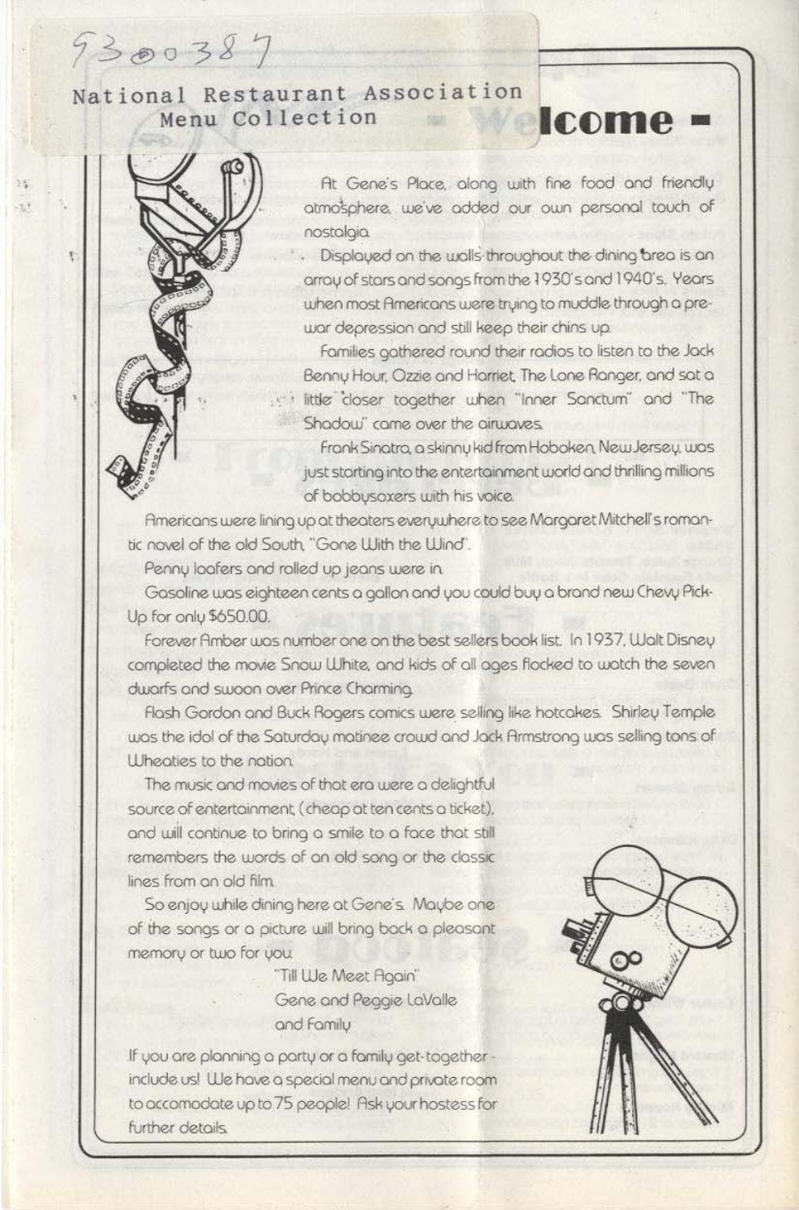93 00387

National Restaurant Association Menu Collection

# - Welcome -

At Gene's Place, along with fine food and friendly atmosphere, we've added our own personal touch of nostalgia.

Displayed on the walls throughout the dining area is an array of stars and songs from the 1930's and 1940's. Years when most Americans were trying to muddle through a pre-war depression and still keep their chins up.

Families gathered round their radios to listen to the Jack Benny Hour, Ozzie and Harriet, The Lone Ranger, and sat a little closer together when "Inner Sanctum" and "The Shadow" came over the airwaves.

Frank Sinatra, a skinny kid from Hoboken, New Jersey, was just starting into the entertainment world and thrilling millions of bobbysoxers with his voice.

Americans were lining up at theaters everywhere to see Margaret Mitchell's romantic novel of the old South, "Gone With the Wind".

Penny loafers and rolled up jeans were in.

Gasoline was eighteen cents a gallon and you could buy a brand new Chevy Pick-Up for only $650.00.

Forever Amber was number one on the best sellers book list. In 1937, Walt Disney completed the movie Snow White, and kids of all ages flocked to watch the seven dwarfs and swoon over Prince Charming.

Flash Gordon and Buck Rogers comics were selling like hotcakes. Shirley Temple was the idol of the Saturday matinee crowd and Jack Armstrong was selling tons of Wheaties to the nation.

The music and movies of that era were a delightful source of entertainment, (cheap at ten cents a ticket), and will continue to bring a smile to a face that still remembers the words of an old song or the classic lines from an old film.

So enjoy while dining here at Gene's. Maybe one of the songs or a picture will bring back a pleasant memory or two for you.

"Till We Meet Again"
Gene and Peggie LaValle
and Family

If you are planning a party or a family get-together - include us! We have a special menu and private room to accomodate up to 75 people! Ask your hostess for further details.